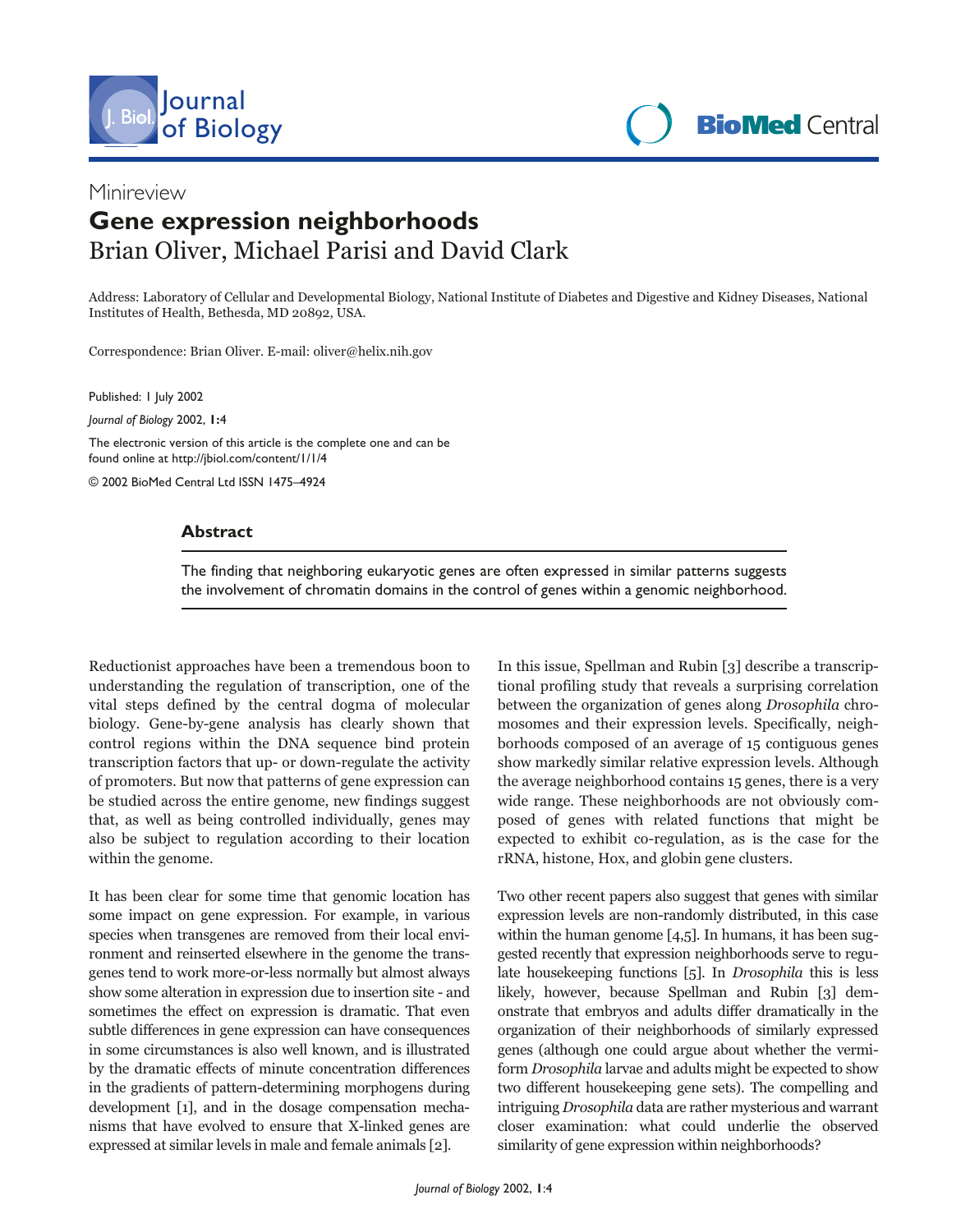Minireview

# Gene expression neighborhoods

Brian Oliver, Michael Parisi and David Clark

Address: Laboratory of Cellular and Developmental Biology, National Institute of Diabetes and Digestive and Kidney Diseases, National Institutes of Health, Bethesda, MD 20892, USA.

Correspondence: Brian Oliver. E-mail: oliver@helix.nih.gov

Published: 1 July 2002

*Journal of Biology* 2002, **1**:4

The electronic version of this article is the complete one and can be found online at http://jbiol.com/content/1/1/4

© 2002 BioMed Central Ltd ISSN 1475–4924

## Abstract

The finding that neighboring eukaryotic genes are often expressed in similar patterns suggests the involvement of chromatin domains in the control of genes within a genomic neighborhood.

Reductionist approaches have been a tremendous boon to understanding the regulation of transcription, one of the vital steps defined by the central dogma of molecular biology. Gene-by-gene analysis has clearly shown that control regions within the DNA sequence bind protein transcription factors that up- or down-regulate the activity of promoters. But now that patterns of gene expression can be studied across the entire genome, new findings suggest that, as well as being controlled individually, genes may also be subject to regulation according to their location within the genome.

It has been clear for some time that genomic location has some impact on gene expression. For example, in various species when transgenes are removed from their local environment and reinserted elsewhere in the genome the transgenes tend to work more-or-less normally but almost always show some alteration in expression due to insertion site - and sometimes the effect on expression is dramatic. That even subtle differences in gene expression can have consequences in some circumstances is also well known, and is illustrated by the dramatic effects of minute concentration differences in the gradients of pattern-determining morphogens during development [1], and in the dosage compensation mechanisms that have evolved to ensure that X-linked genes are expressed at similar levels in male and female animals [2].

In this issue, Spellman and Rubin [3] describe a transcriptional profiling study that reveals a surprising correlation between the organization of genes along *Drosophila* chromosomes and their expression levels. Specifically, neighborhoods composed of an average of 15 contiguous genes show markedly similar relative expression levels. Although the average neighborhood contains 15 genes, there is a very wide range. These neighborhoods are not obviously composed of genes with related functions that might be expected to exhibit co-regulation, as is the case for the rRNA, histone, Hox, and globin gene clusters.

Two other recent papers also suggest that genes with similar expression levels are non-randomly distributed, in this case within the human genome [4,5]. In humans, it has been suggested recently that expression neighborhoods serve to regulate housekeeping functions [5]. In *Drosophila* this is less likely, however, because Spellman and Rubin [3] demonstrate that embryos and adults differ dramatically in the organization of their neighborhoods of similarly expressed genes (although one could argue about whether the vermiform *Drosophila* larvae and adults might be expected to show two different housekeeping gene sets). The compelling and intriguing *Drosophila* data are rather mysterious and warrant closer examination: what could underlie the observed similarity of gene expression within neighborhoods?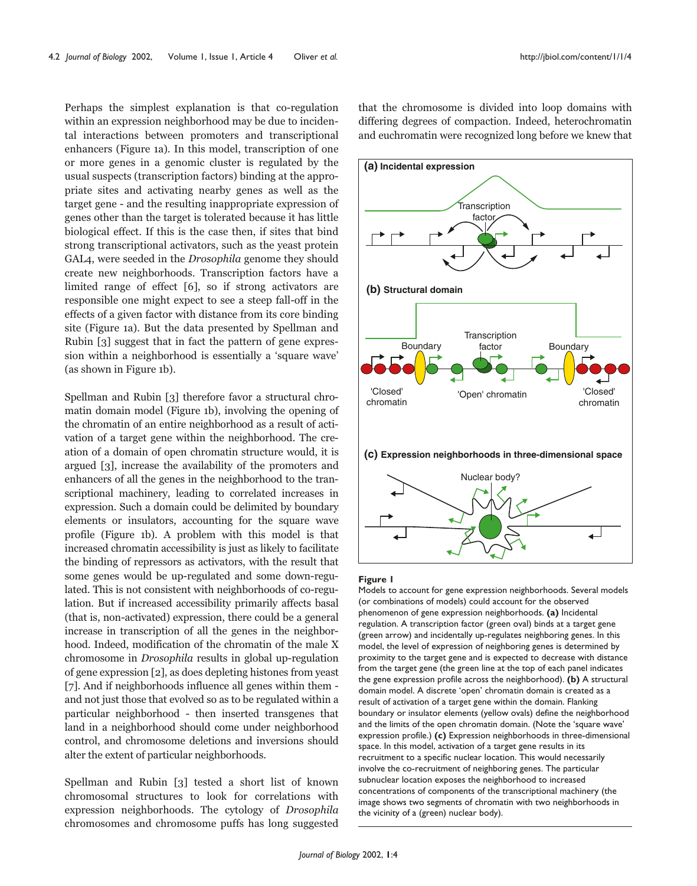Perhaps the simplest explanation is that co-regulation within an expression neighborhood may be due to incidental interactions between promoters and transcriptional enhancers (Figure 1a). In this model, transcription of one or more genes in a genomic cluster is regulated by the usual suspects (transcription factors) binding at the appropriate sites and activating nearby genes as well as the target gene - and the resulting inappropriate expression of genes other than the target is tolerated because it has little biological effect. If this is the case then, if sites that bind strong transcriptional activators, such as the yeast protein GAL4, were seeded in the *Drosophila* genome they should create new neighborhoods. Transcription factors have a limited range of effect [6], so if strong activators are responsible one might expect to see a steep fall-off in the effects of a given factor with distance from its core binding site (Figure 1a). But the data presented by Spellman and Rubin [3] suggest that in fact the pattern of gene expression within a neighborhood is essentially a 'square wave' (as shown in Figure 1b).

Spellman and Rubin [3] therefore favor a structural chromatin domain model (Figure 1b), involving the opening of the chromatin of an entire neighborhood as a result of activation of a target gene within the neighborhood. The creation of a domain of open chromatin structure would, it is argued [3], increase the availability of the promoters and enhancers of all the genes in the neighborhood to the transcriptional machinery, leading to correlated increases in expression. Such a domain could be delimited by boundary elements or insulators, accounting for the square wave profile (Figure 1b). A problem with this model is that increased chromatin accessibility is just as likely to facilitate the binding of repressors as activators, with the result that some genes would be up-regulated and some down-regulated. This is not consistent with neighborhoods of co-regulation. But if increased accessibility primarily affects basal (that is, non-activated) expression, there could be a general increase in transcription of all the genes in the neighborhood. Indeed, modification of the chromatin of the male X chromosome in *Drosophila* results in global up-regulation of gene expression [2], as does depleting histones from yeast [7]. And if neighborhoods influence all genes within them - and not just those that evolved so as to be regulated within a particular neighborhood - then inserted transgenes that land in a neighborhood should come under neighborhood control, and chromosome deletions and inversions should alter the extent of particular neighborhoods.

Spellman and Rubin [3] tested a short list of known chromosomal structures to look for correlations with expression neighborhoods. The cytology of *Drosophila* chromosomes and chromosome puffs has long suggested that the chromosome is divided into loop domains with differing degrees of compaction. Indeed, heterochromatin and euchromatin were recognized long before we knew that

**(a)** Incidental expression

Transcription factor

**(b)** Structural domain

Boundary

Transcription factor

Boundary

'Closed' chromatin

'Open' chromatin

'Closed' chromatin

**(c)** Expression neighborhoods in three-dimensional space

Nuclear body?

**Figure 1**

Models to account for gene expression neighborhoods. Several models (or combinations of models) could account for the observed phenomenon of gene expression neighborhoods. **(a)** Incidental regulation. A transcription factor (green oval) binds at a target gene (green arrow) and incidentally up-regulates neighboring genes. In this model, the level of expression of neighboring genes is determined by proximity to the target gene and is expected to decrease with distance from the target gene (the green line at the top of each panel indicates the gene expression profile across the neighborhood). **(b)** A structural domain model. A discrete 'open' chromatin domain is created as a result of activation of a target gene within the domain. Flanking boundary or insulator elements (yellow ovals) define the neighborhood and the limits of the open chromatin domain. (Note the 'square wave' expression profile.) **(c)** Expression neighborhoods in three-dimensional space. In this model, activation of a target gene results in its recruitment to a specific nuclear location. This would necessarily involve the co-recruitment of neighboring genes. The particular subnuclear location exposes the neighborhood to increased concentrations of components of the transcriptional machinery (the image shows two segments of chromatin with two neighborhoods in the vicinity of a (green) nuclear body).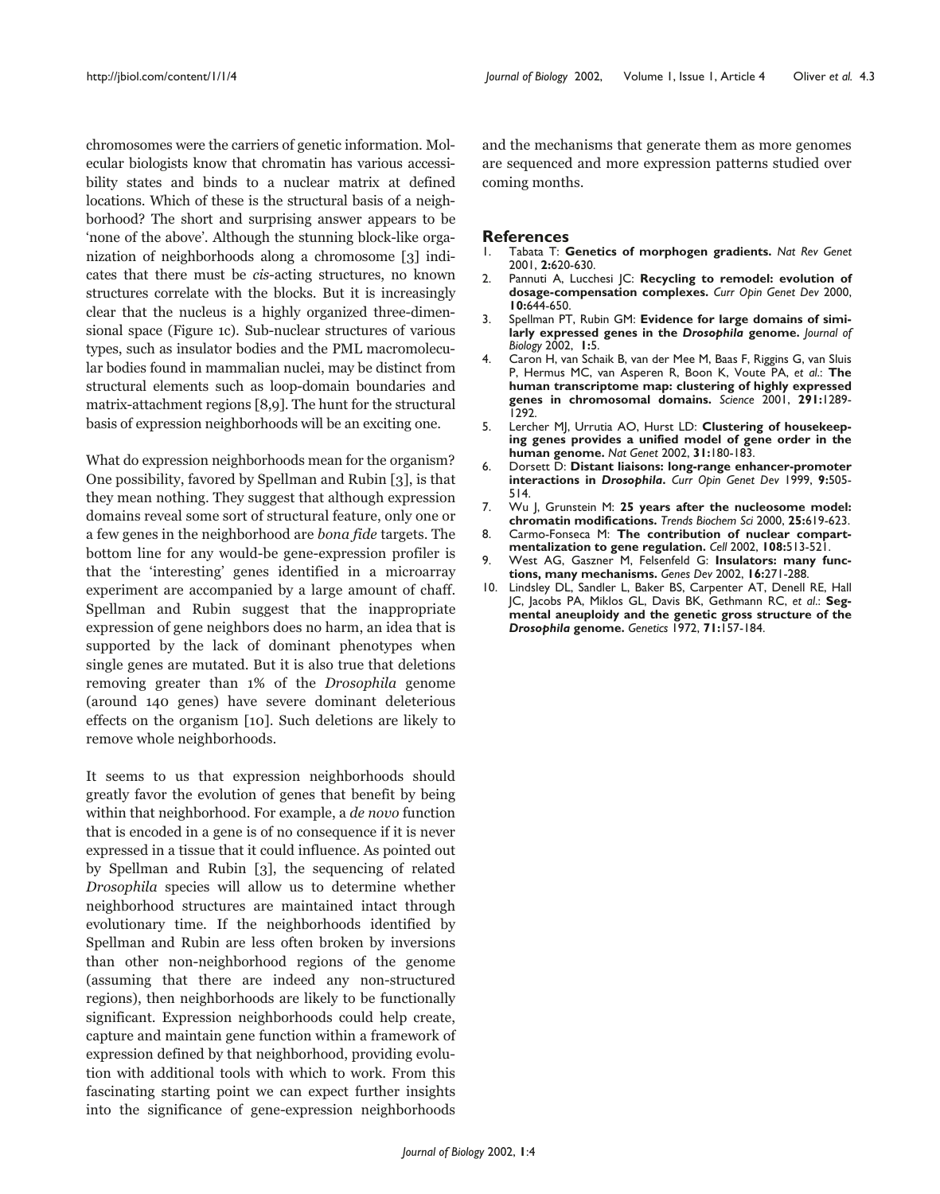chromosomes were the carriers of genetic information. Molecular biologists know that chromatin has various accessibility states and binds to a nuclear matrix at defined locations. Which of these is the structural basis of a neighborhood? The short and surprising answer appears to be 'none of the above'. Although the stunning block-like organization of neighborhoods along a chromosome [3] indicates that there must be *cis*-acting structures, no known structures correlate with the blocks. But it is increasingly clear that the nucleus is a highly organized three-dimensional space (Figure 1c). Sub-nuclear structures of various types, such as insulator bodies and the PML macromolecular bodies found in mammalian nuclei, may be distinct from structural elements such as loop-domain boundaries and matrix-attachment regions [8,9]. The hunt for the structural basis of expression neighborhoods will be an exciting one.

What do expression neighborhoods mean for the organism? One possibility, favored by Spellman and Rubin [3], is that they mean nothing. They suggest that although expression domains reveal some sort of structural feature, only one or a few genes in the neighborhood are *bona fide* targets. The bottom line for any would-be gene-expression profiler is that the 'interesting' genes identified in a microarray experiment are accompanied by a large amount of chaff. Spellman and Rubin suggest that the inappropriate expression of gene neighbors does no harm, an idea that is supported by the lack of dominant phenotypes when single genes are mutated. But it is also true that deletions removing greater than 1% of the *Drosophila* genome (around 140 genes) have severe dominant deleterious effects on the organism [10]. Such deletions are likely to remove whole neighborhoods.

It seems to us that expression neighborhoods should greatly favor the evolution of genes that benefit by being within that neighborhood. For example, a *de novo* function that is encoded in a gene is of no consequence if it is never expressed in a tissue that it could influence. As pointed out by Spellman and Rubin [3], the sequencing of related *Drosophila* species will allow us to determine whether neighborhood structures are maintained intact through evolutionary time. If the neighborhoods identified by Spellman and Rubin are less often broken by inversions than other non-neighborhood regions of the genome (assuming that there are indeed any non-structured regions), then neighborhoods are likely to be functionally significant. Expression neighborhoods could help create, capture and maintain gene function within a framework of expression defined by that neighborhood, providing evolution with additional tools with which to work. From this fascinating starting point we can expect further insights into the significance of gene-expression neighborhoods and the mechanisms that generate them as more genomes are sequenced and more expression patterns studied over coming months.

## References

1. Tabata T: **Genetics of morphogen gradients.** *Nat Rev Genet* 2001, **2:**620-630.
2. Pannuti A, Lucchesi JC: **Recycling to remodel: evolution of dosage-compensation complexes.** *Curr Opin Genet Dev* 2000, **10:**644-650.
3. Spellman PT, Rubin GM: **Evidence for large domains of similarly expressed genes in the *Drosophila* genome.** *Journal of Biology* 2002, **1:**5.
4. Caron H, van Schaik B, van der Mee M, Baas F, Riggins G, van Sluis P, Hermus MC, van Asperen R, Boon K, Voute PA, *et al.*: **The human transcriptome map: clustering of highly expressed genes in chromosomal domains.** *Science* 2001, **291:**1289-1292.
5. Lercher MJ, Urrutia AO, Hurst LD: **Clustering of housekeeping genes provides a unified model of gene order in the human genome.** *Nat Genet* 2002, **31:**180-183.
6. Dorsett D: **Distant liaisons: long-range enhancer-promoter interactions in *Drosophila*.** *Curr Opin Genet Dev* 1999, **9:**505-514.
7. Wu J, Grunstein M: **25 years after the nucleosome model: chromatin modifications.** *Trends Biochem Sci* 2000, **25:**619-623.
8. Carmo-Fonseca M: **The contribution of nuclear compartmentalization to gene regulation.** *Cell* 2002, **108:**513-521.
9. West AG, Gaszner M, Felsenfeld G: **Insulators: many functions, many mechanisms.** *Genes Dev* 2002, **16:**271-288.
10. Lindsley DL, Sandler L, Baker BS, Carpenter AT, Denell RE, Hall JC, Jacobs PA, Miklos GL, Davis BK, Gethmann RC, *et al.*: **Segmental aneuploidy and the genetic gross structure of the *Drosophila* genome.** *Genetics* 1972, **71:**157-184.